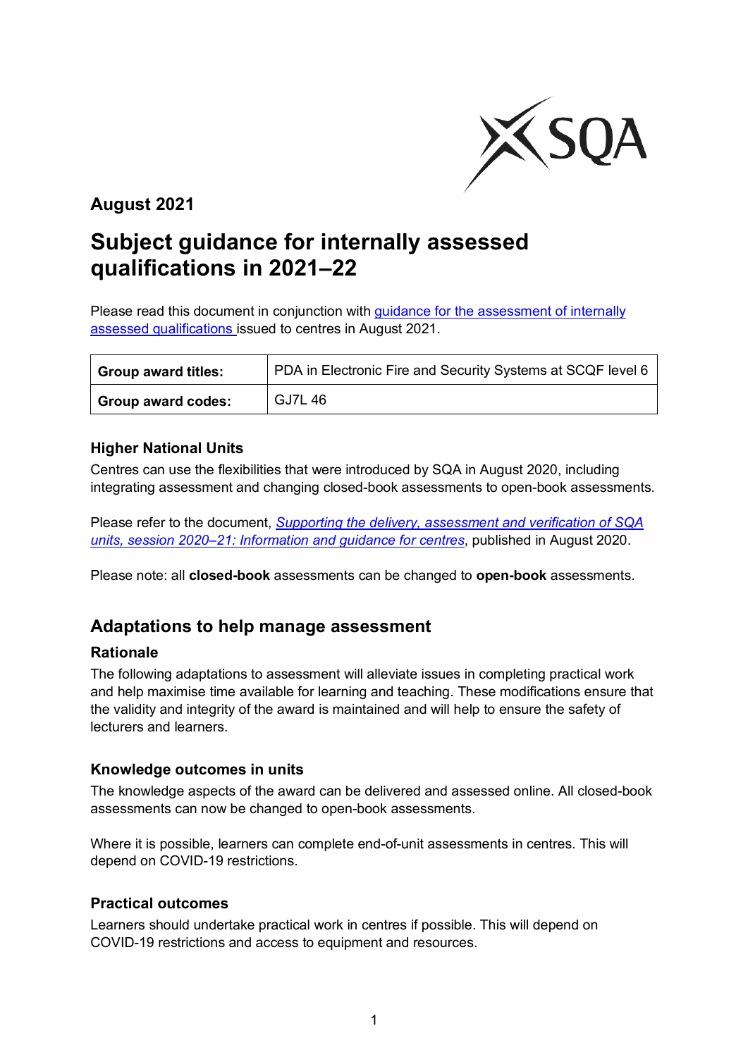**August 2021**

# Subject guidance for internally assessed qualifications in 2021–22

Please read this document in conjunction with [guidance for the assessment of internally assessed qualifications](#) issued to centres in August 2021.

| **Group award titles:** | PDA in Electronic Fire and Security Systems at SCQF level 6 |
|---|---|
| **Group award codes:** | GJ7L 46 |

### Higher National Units

Centres can use the flexibilities that were introduced by SQA in August 2020, including integrating assessment and changing closed-book assessments to open-book assessments.

Please refer to the document, *[Supporting the delivery, assessment and verification of SQA units, session 2020–21: Information and guidance for centres](#)*, published in August 2020.

Please note: all **closed-book** assessments can be changed to **open-book** assessments.

## Adaptations to help manage assessment

### Rationale

The following adaptations to assessment will alleviate issues in completing practical work and help maximise time available for learning and teaching. These modifications ensure that the validity and integrity of the award is maintained and will help to ensure the safety of lecturers and learners.

### Knowledge outcomes in units

The knowledge aspects of the award can be delivered and assessed online. All closed-book assessments can now be changed to open-book assessments.

Where it is possible, learners can complete end-of-unit assessments in centres. This will depend on COVID-19 restrictions.

### Practical outcomes

Learners should undertake practical work in centres if possible. This will depend on COVID-19 restrictions and access to equipment and resources.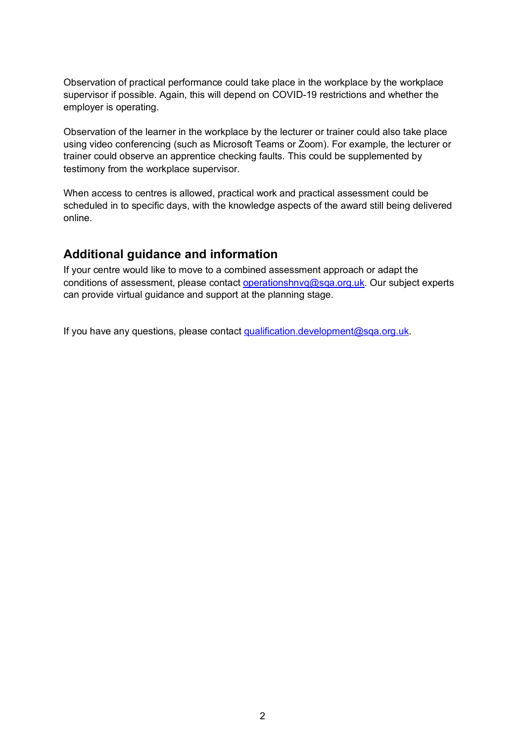Observation of practical performance could take place in the workplace by the workplace supervisor if possible. Again, this will depend on COVID-19 restrictions and whether the employer is operating.

Observation of the learner in the workplace by the lecturer or trainer could also take place using video conferencing (such as Microsoft Teams or Zoom). For example, the lecturer or trainer could observe an apprentice checking faults. This could be supplemented by testimony from the workplace supervisor.

When access to centres is allowed, practical work and practical assessment could be scheduled in to specific days, with the knowledge aspects of the award still being delivered online.

## Additional guidance and information

If your centre would like to move to a combined assessment approach or adapt the conditions of assessment, please contact operationshnvq@sqa.org.uk. Our subject experts can provide virtual guidance and support at the planning stage.

If you have any questions, please contact qualification.development@sqa.org.uk.